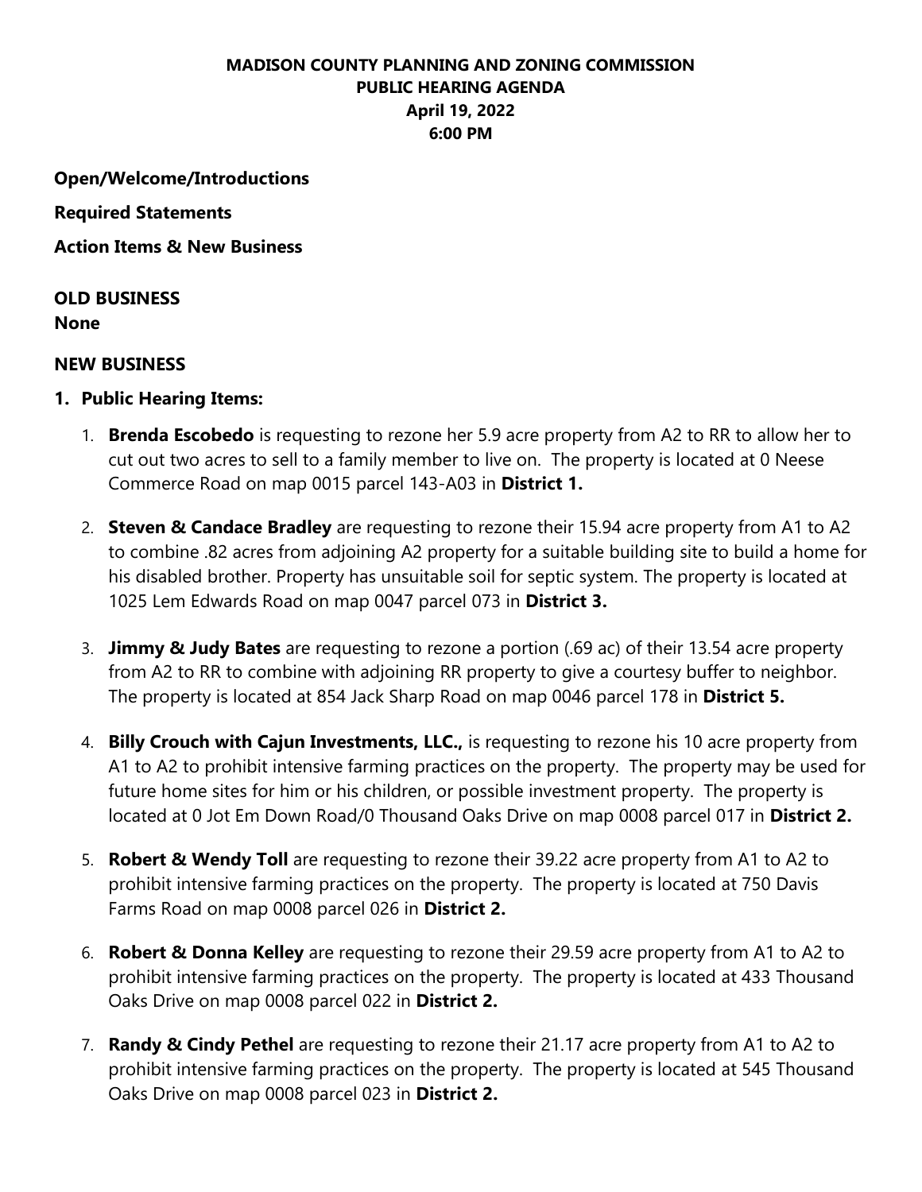# MADISON COUNTY PLANNING AND ZONING COMMISSION
## PUBLIC HEARING AGENDA
### April 19, 2022
### 6:00 PM

**Open/Welcome/Introductions**

**Required Statements**

**Action Items & New Business**

**OLD BUSINESS**
**None**

**NEW BUSINESS**

1. **Public Hearing Items:**

   1. **Brenda Escobedo** is requesting to rezone her 5.9 acre property from A2 to RR to allow her to cut out two acres to sell to a family member to live on. The property is located at 0 Neese Commerce Road on map 0015 parcel 143-A03 in **District 1.**

   2. **Steven & Candace Bradley** are requesting to rezone their 15.94 acre property from A1 to A2 to combine .82 acres from adjoining A2 property for a suitable building site to build a home for his disabled brother. Property has unsuitable soil for septic system. The property is located at 1025 Lem Edwards Road on map 0047 parcel 073 in **District 3.**

   3. **Jimmy & Judy Bates** are requesting to rezone a portion (.69 ac) of their 13.54 acre property from A2 to RR to combine with adjoining RR property to give a courtesy buffer to neighbor. The property is located at 854 Jack Sharp Road on map 0046 parcel 178 in **District 5.**

   4. **Billy Crouch with Cajun Investments, LLC.,** is requesting to rezone his 10 acre property from A1 to A2 to prohibit intensive farming practices on the property. The property may be used for future home sites for him or his children, or possible investment property. The property is located at 0 Jot Em Down Road/0 Thousand Oaks Drive on map 0008 parcel 017 in **District 2.**

   5. **Robert & Wendy Toll** are requesting to rezone their 39.22 acre property from A1 to A2 to prohibit intensive farming practices on the property. The property is located at 750 Davis Farms Road on map 0008 parcel 026 in **District 2.**

   6. **Robert & Donna Kelley** are requesting to rezone their 29.59 acre property from A1 to A2 to prohibit intensive farming practices on the property. The property is located at 433 Thousand Oaks Drive on map 0008 parcel 022 in **District 2.**

   7. **Randy & Cindy Pethel** are requesting to rezone their 21.17 acre property from A1 to A2 to prohibit intensive farming practices on the property. The property is located at 545 Thousand Oaks Drive on map 0008 parcel 023 in **District 2.**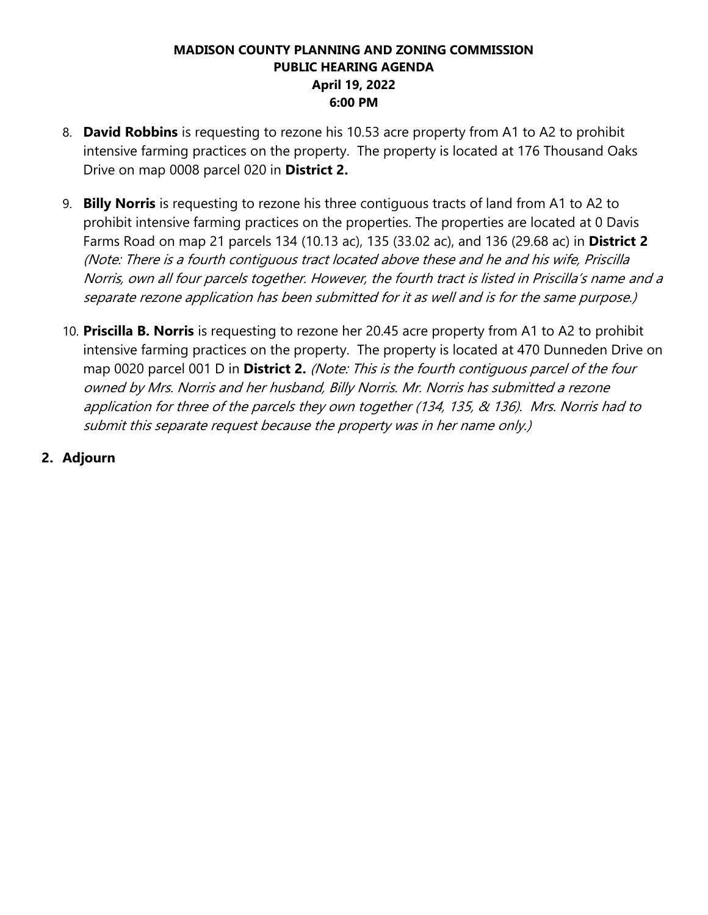**MADISON COUNTY PLANNING AND ZONING COMMISSION**
**PUBLIC HEARING AGENDA**
**April 19, 2022**
**6:00 PM**

8. **David Robbins** is requesting to rezone his 10.53 acre property from A1 to A2 to prohibit intensive farming practices on the property. The property is located at 176 Thousand Oaks Drive on map 0008 parcel 020 in **District 2.**

9. **Billy Norris** is requesting to rezone his three contiguous tracts of land from A1 to A2 to prohibit intensive farming practices on the properties. The properties are located at 0 Davis Farms Road on map 21 parcels 134 (10.13 ac), 135 (33.02 ac), and 136 (29.68 ac) in **District 2** *(Note: There is a fourth contiguous tract located above these and he and his wife, Priscilla Norris, own all four parcels together. However, the fourth tract is listed in Priscilla's name and a separate rezone application has been submitted for it as well and is for the same purpose.)*

10. **Priscilla B. Norris** is requesting to rezone her 20.45 acre property from A1 to A2 to prohibit intensive farming practices on the property. The property is located at 470 Dunneden Drive on map 0020 parcel 001 D in **District 2.** *(Note: This is the fourth contiguous parcel of the four owned by Mrs. Norris and her husband, Billy Norris. Mr. Norris has submitted a rezone application for three of the parcels they own together (134, 135, & 136). Mrs. Norris had to submit this separate request because the property was in her name only.)*

**2. Adjourn**